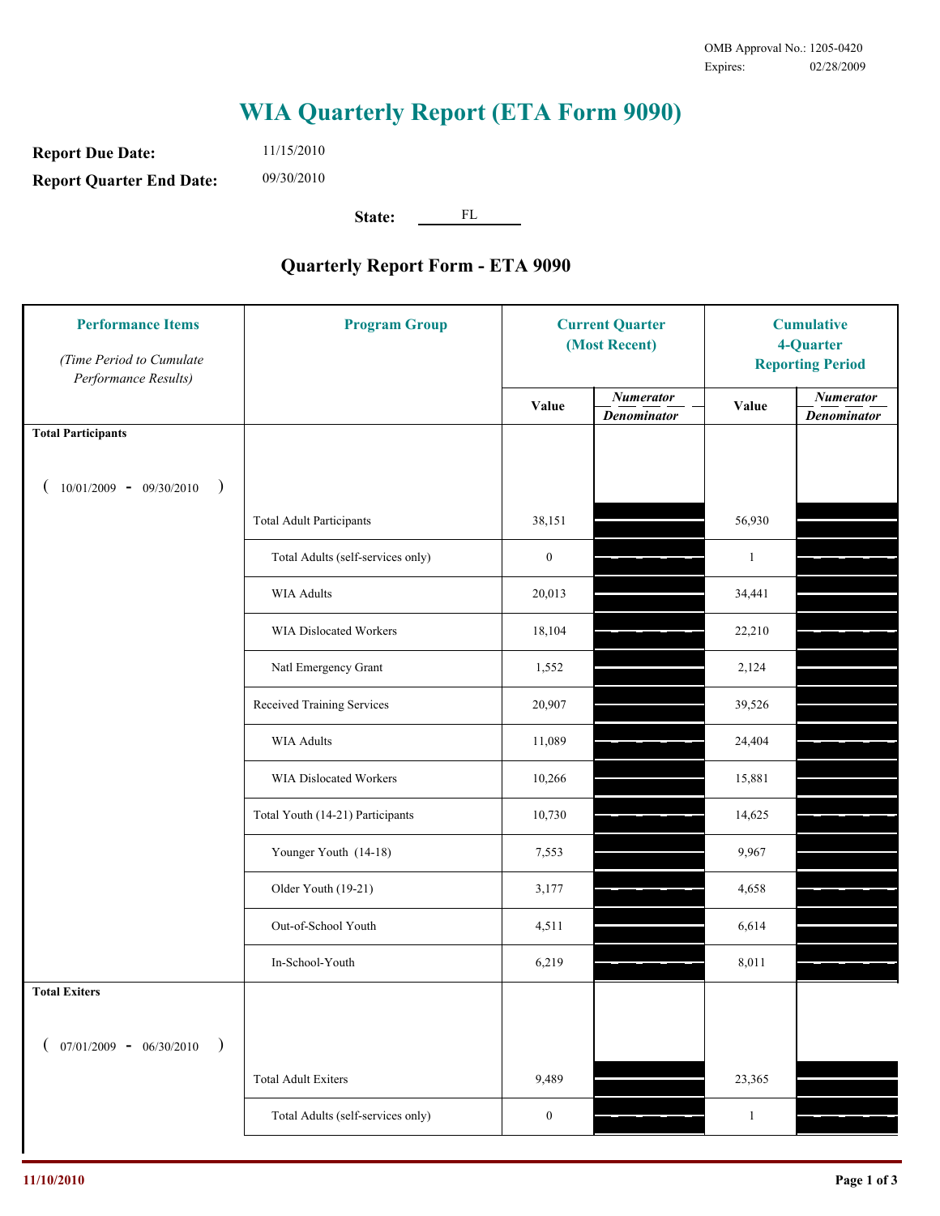OMB Approval No.: 1205-0420
Expires: 02/28/2009

# WIA Quarterly Report (ETA Form 9090)

**Report Due Date:** 11/15/2010

**Report Quarter End Date:** 09/30/2010

**State:** FL

## Quarterly Report Form - ETA 9090

| Performance Items *(Time Period to Cumulate Performance Results)* | Program Group | Current Quarter (Most Recent) | | Cumulative 4-Quarter Reporting Period | |
|---|---|---|---|---|---|
| | | Value | *Numerator / Denominator* | Value | *Numerator / Denominator* |
| **Total Participants** ( 10/01/2009 - 09/30/2010 ) | | | | | |
| | Total Adult Participants | 38,151 | | 56,930 | |
| | Total Adults (self-services only) | 0 | | 1 | |
| | WIA Adults | 20,013 | | 34,441 | |
| | WIA Dislocated Workers | 18,104 | | 22,210 | |
| | Natl Emergency Grant | 1,552 | | 2,124 | |
| | Received Training Services | 20,907 | | 39,526 | |
| | WIA Adults | 11,089 | | 24,404 | |
| | WIA Dislocated Workers | 10,266 | | 15,881 | |
| | Total Youth (14-21) Participants | 10,730 | | 14,625 | |
| | Younger Youth (14-18) | 7,553 | | 9,967 | |
| | Older Youth (19-21) | 3,177 | | 4,658 | |
| | Out-of-School Youth | 4,511 | | 6,614 | |
| | In-School-Youth | 6,219 | | 8,011 | |
| **Total Exiters** ( 07/01/2009 - 06/30/2010 ) | | | | | |
| | Total Adult Exiters | 9,489 | | 23,365 | |
| | Total Adults (self-services only) | 0 | | 1 | |

11/10/2010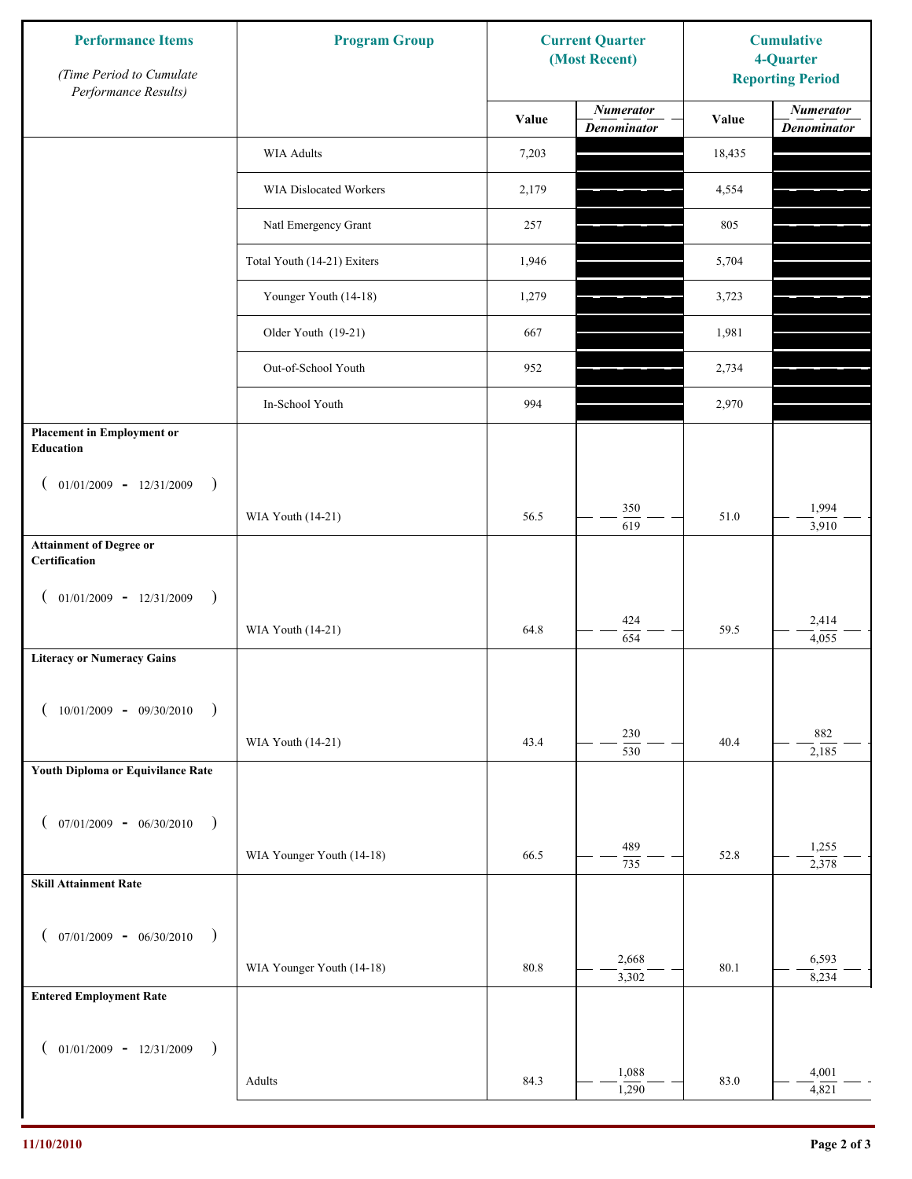| Performance Items *(Time Period to Cumulate Performance Results)* | Program Group | Current Quarter (Most Recent) | | Cumulative 4-Quarter Reporting Period | |
|---|---|---|---|---|---|
| | | Value | *Numerator* / *Denominator* | Value | *Numerator* / *Denominator* |
| | WIA Adults | 7,203 | | 18,435 | |
| | WIA Dislocated Workers | 2,179 | | 4,554 | |
| | Natl Emergency Grant | 257 | | 805 | |
| | Total Youth (14-21) Exiters | 1,946 | | 5,704 | |
| | Younger Youth (14-18) | 1,279 | | 3,723 | |
| | Older Youth (19-21) | 667 | | 1,981 | |
| | Out-of-School Youth | 952 | | 2,734 | |
| | In-School Youth | 994 | | 2,970 | |
| **Placement in Employment or Education** ( 01/01/2009 - 12/31/2009 ) | WIA Youth (14-21) | 56.5 | 350 / 619 | 51.0 | 1,994 / 3,910 |
| **Attainment of Degree or Certification** ( 01/01/2009 - 12/31/2009 ) | WIA Youth (14-21) | 64.8 | 424 / 654 | 59.5 | 2,414 / 4,055 |
| **Literacy or Numeracy Gains** ( 10/01/2009 - 09/30/2010 ) | WIA Youth (14-21) | 43.4 | 230 / 530 | 40.4 | 882 / 2,185 |
| **Youth Diploma or Equivilance Rate** ( 07/01/2009 - 06/30/2010 ) | WIA Younger Youth (14-18) | 66.5 | 489 / 735 | 52.8 | 1,255 / 2,378 |
| **Skill Attainment Rate** ( 07/01/2009 - 06/30/2010 ) | WIA Younger Youth (14-18) | 80.8 | 2,668 / 3,302 | 80.1 | 6,593 / 8,234 |
| **Entered Employment Rate** ( 01/01/2009 - 12/31/2009 ) | Adults | 84.3 | 1,088 / 1,290 | 83.0 | 4,001 / 4,821 |

11/10/2010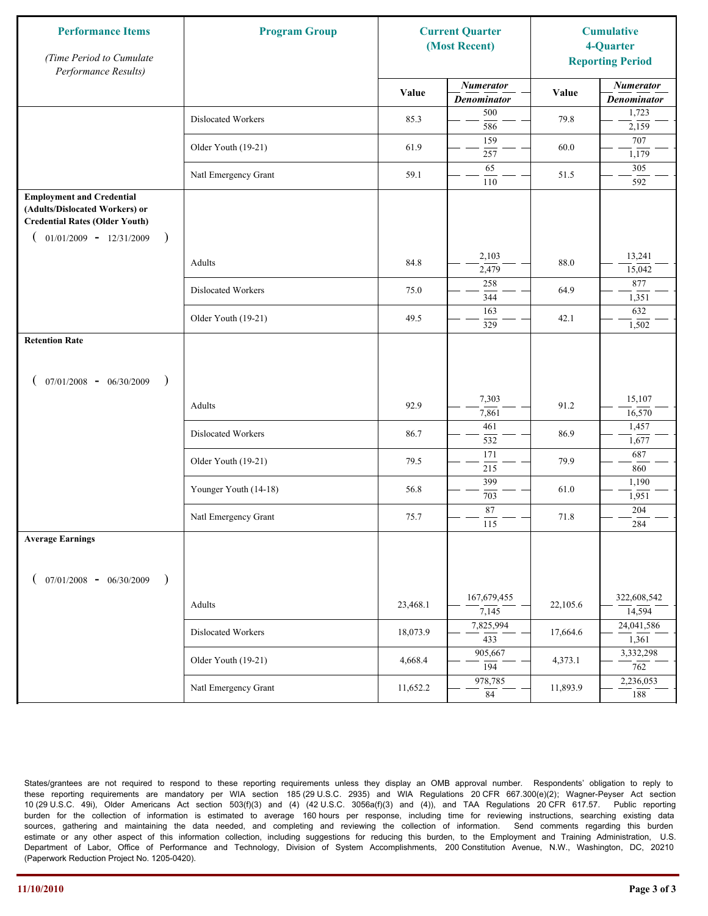| Performance Items (Time Period to Cumulate Performance Results) | Program Group | Current Quarter (Most Recent) | | Cumulative 4-Quarter Reporting Period | |
|---|---|---|---|---|---|
| | | Value | Numerator / Denominator | Value | Numerator / Denominator |
| | Dislocated Workers | 85.3 | 500 / 586 | 79.8 | 1,723 / 2,159 |
| | Older Youth (19-21) | 61.9 | 159 / 257 | 60.0 | 707 / 1,179 |
| | Natl Emergency Grant | 59.1 | 65 / 110 | 51.5 | 305 / 592 |
| **Employment and Credential (Adults/Dislocated Workers) or Credential Rates (Older Youth)** ( 01/01/2009 - 12/31/2009 ) | Adults | 84.8 | 2,103 / 2,479 | 88.0 | 13,241 / 15,042 |
| | Dislocated Workers | 75.0 | 258 / 344 | 64.9 | 877 / 1,351 |
| | Older Youth (19-21) | 49.5 | 163 / 329 | 42.1 | 632 / 1,502 |
| **Retention Rate** ( 07/01/2008 - 06/30/2009 ) | Adults | 92.9 | 7,303 / 7,861 | 91.2 | 15,107 / 16,570 |
| | Dislocated Workers | 86.7 | 461 / 532 | 86.9 | 1,457 / 1,677 |
| | Older Youth (19-21) | 79.5 | 171 / 215 | 79.9 | 687 / 860 |
| | Younger Youth (14-18) | 56.8 | 399 / 703 | 61.0 | 1,190 / 1,951 |
| | Natl Emergency Grant | 75.7 | 87 / 115 | 71.8 | 204 / 284 |
| **Average Earnings** ( 07/01/2008 - 06/30/2009 ) | Adults | 23,468.1 | 167,679,455 / 7,145 | 22,105.6 | 322,608,542 / 14,594 |
| | Dislocated Workers | 18,073.9 | 7,825,994 / 433 | 17,664.6 | 24,041,586 / 1,361 |
| | Older Youth (19-21) | 4,668.4 | 905,667 / 194 | 4,373.1 | 3,332,298 / 762 |
| | Natl Emergency Grant | 11,652.2 | 978,785 / 84 | 11,893.9 | 2,236,053 / 188 |

States/grantees are not required to respond to these reporting requirements unless they display an OMB approval number. Respondents' obligation to reply to these reporting requirements are mandatory per WIA section 185 (29 U.S.C. 2935) and WIA Regulations 20 CFR 667.300(e)(2); Wagner-Peyser Act section 10 (29 U.S.C. 49i), Older Americans Act section 503(f)(3) and (4) (42 U.S.C. 3056a(f)(3) and (4)), and TAA Regulations 20 CFR 617.57. Public reporting burden for the collection of information is estimated to average 160 hours per response, including time for reviewing instructions, searching existing data sources, gathering and maintaining the data needed, and completing and reviewing the collection of information. Send comments regarding this burden estimate or any other aspect of this information collection, including suggestions for reducing this burden, to the Employment and Training Administration, U.S. Department of Labor, Office of Performance and Technology, Division of System Accomplishments, 200 Constitution Avenue, N.W., Washington, DC, 20210 (Paperwork Reduction Project No. 1205-0420).

11/10/2010